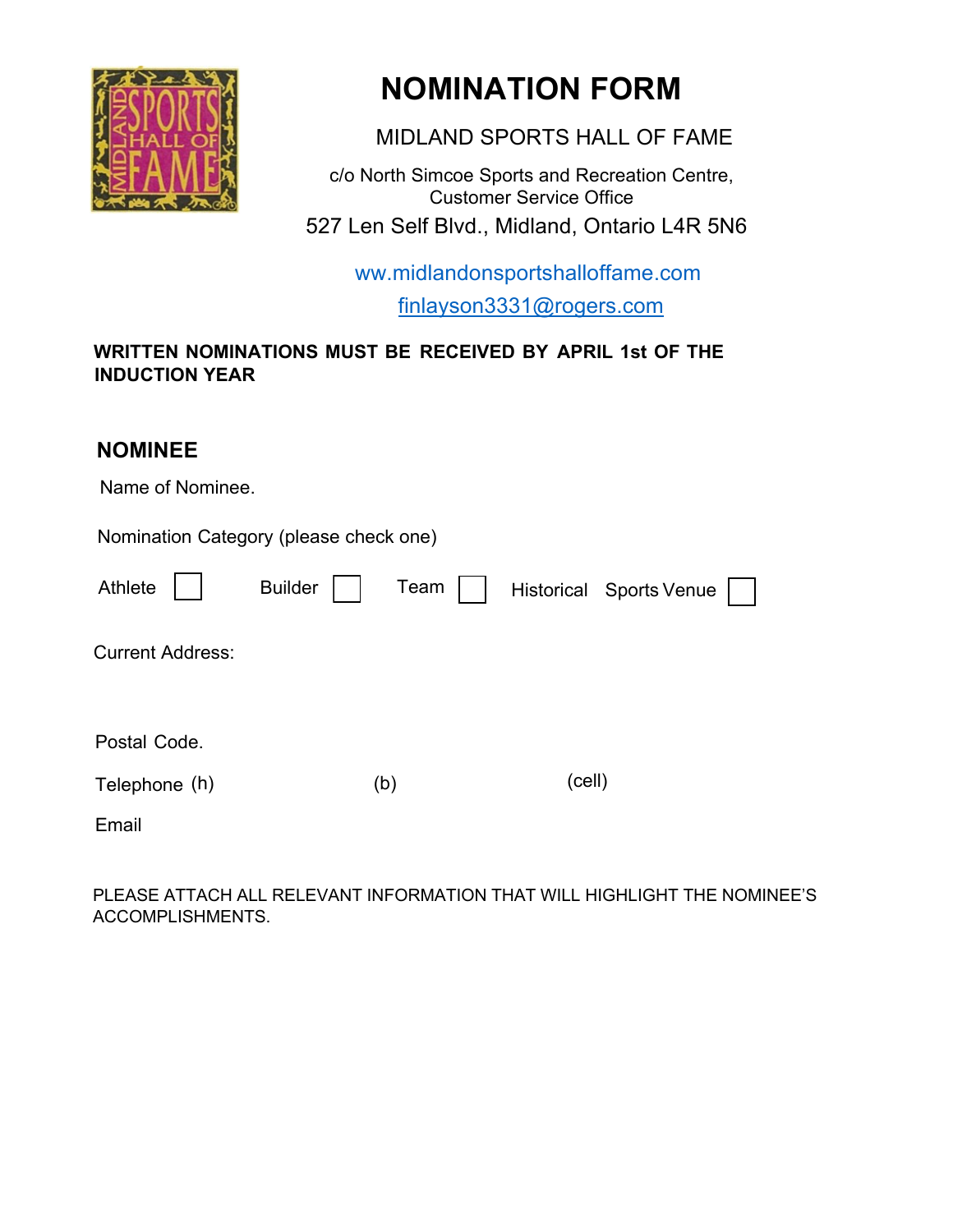# NOMINATION FORM

MIDLAND SPORTS HALL OF FAME

c/o North Simcoe Sports and Recreation Centre,
Customer Service Office
527 Len Self Blvd., Midland, Ontario L4R 5N6

ww.midlandonsportshalloffame.com
finlayson3331@rogers.com

**WRITTEN NOMINATIONS MUST BE RECEIVED BY APRIL 1st OF THE INDUCTION YEAR**

## NOMINEE

Name of Nominee.

Nomination Category (please check one)

Athlete ☐ Builder ☐ Team ☐ Historical Sports Venue ☐

Current Address:

Postal Code.

Telephone (h) (b) (cell)

Email

PLEASE ATTACH ALL RELEVANT INFORMATION THAT WILL HIGHLIGHT THE NOMINEE'S ACCOMPLISHMENTS.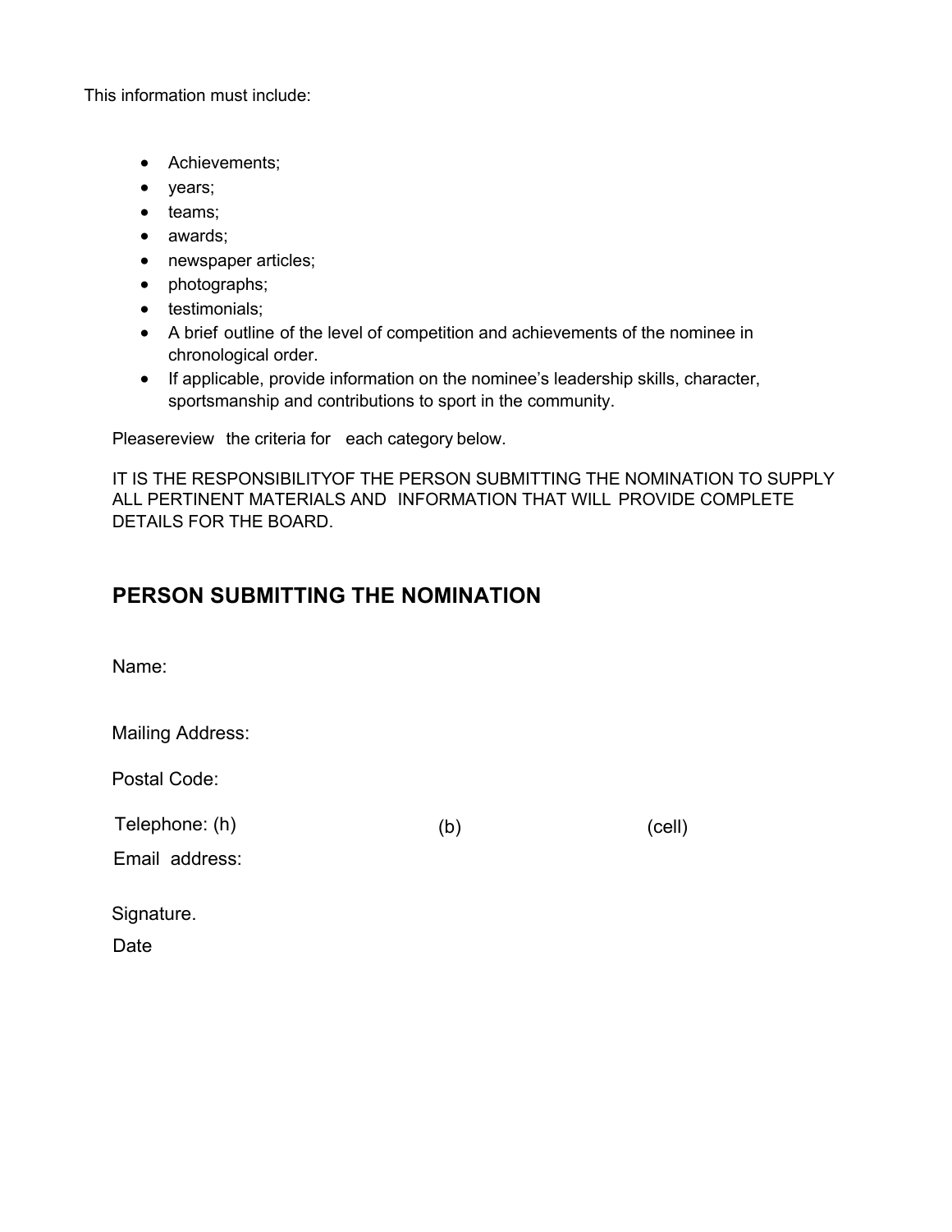This information must include:

- Achievements;
- years;
- teams;
- awards;
- newspaper articles;
- photographs;
- testimonials;
- A brief outline of the level of competition and achievements of the nominee in chronological order.
- If applicable, provide information on the nominee's leadership skills, character, sportsmanship and contributions to sport in the community.

Pleasereview the criteria for each category below.

IT IS THE RESPONSIBILITYOF THE PERSON SUBMITTING THE NOMINATION TO SUPPLY ALL PERTINENT MATERIALS AND INFORMATION THAT WILL PROVIDE COMPLETE DETAILS FOR THE BOARD.

## PERSON SUBMITTING THE NOMINATION

Name:

Mailing Address:

Postal Code:

Telephone: (h) (b) (cell)

Email address:

Signature.

Date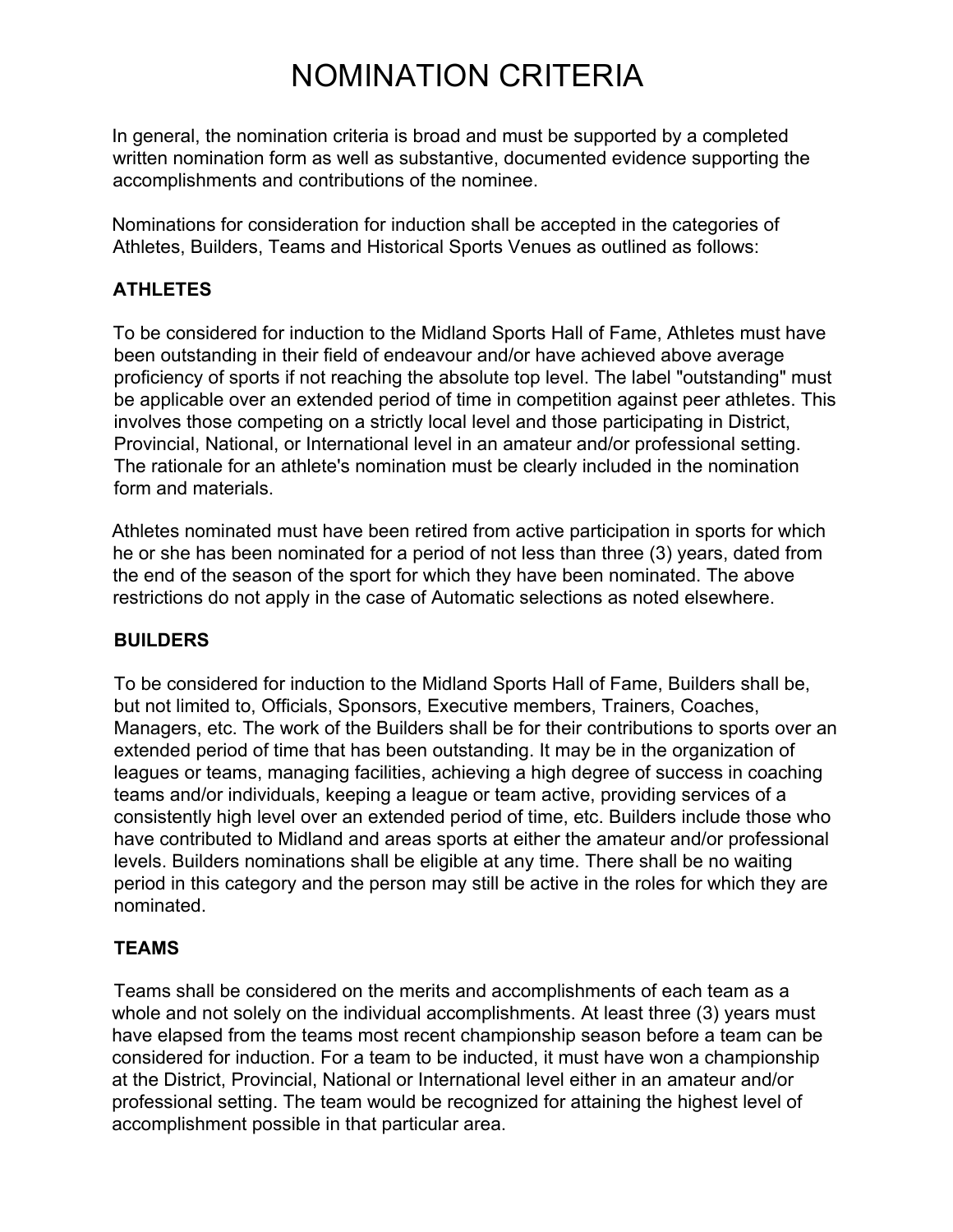# NOMINATION CRITERIA

In general, the nomination criteria is broad and must be supported by a completed written nomination form as well as substantive, documented evidence supporting the accomplishments and contributions of the nominee.

Nominations for consideration for induction shall be accepted in the categories of Athletes, Builders, Teams and Historical Sports Venues as outlined as follows:

## ATHLETES

To be considered for induction to the Midland Sports Hall of Fame, Athletes must have been outstanding in their field of endeavour and/or have achieved above average proficiency of sports if not reaching the absolute top level. The label "outstanding" must be applicable over an extended period of time in competition against peer athletes. This involves those competing on a strictly local level and those participating in District, Provincial, National, or International level in an amateur and/or professional setting. The rationale for an athlete's nomination must be clearly included in the nomination form and materials.

Athletes nominated must have been retired from active participation in sports for which he or she has been nominated for a period of not less than three (3) years, dated from the end of the season of the sport for which they have been nominated. The above restrictions do not apply in the case of Automatic selections as noted elsewhere.

## BUILDERS

To be considered for induction to the Midland Sports Hall of Fame, Builders shall be, but not limited to, Officials, Sponsors, Executive members, Trainers, Coaches, Managers, etc. The work of the Builders shall be for their contributions to sports over an extended period of time that has been outstanding. It may be in the organization of leagues or teams, managing facilities, achieving a high degree of success in coaching teams and/or individuals, keeping a league or team active, providing services of a consistently high level over an extended period of time, etc. Builders include those who have contributed to Midland and areas sports at either the amateur and/or professional levels. Builders nominations shall be eligible at any time. There shall be no waiting period in this category and the person may still be active in the roles for which they are nominated.

## TEAMS

Teams shall be considered on the merits and accomplishments of each team as a whole and not solely on the individual accomplishments. At least three (3) years must have elapsed from the teams most recent championship season before a team can be considered for induction. For a team to be inducted, it must have won a championship at the District, Provincial, National or International level either in an amateur and/or professional setting. The team would be recognized for attaining the highest level of accomplishment possible in that particular area.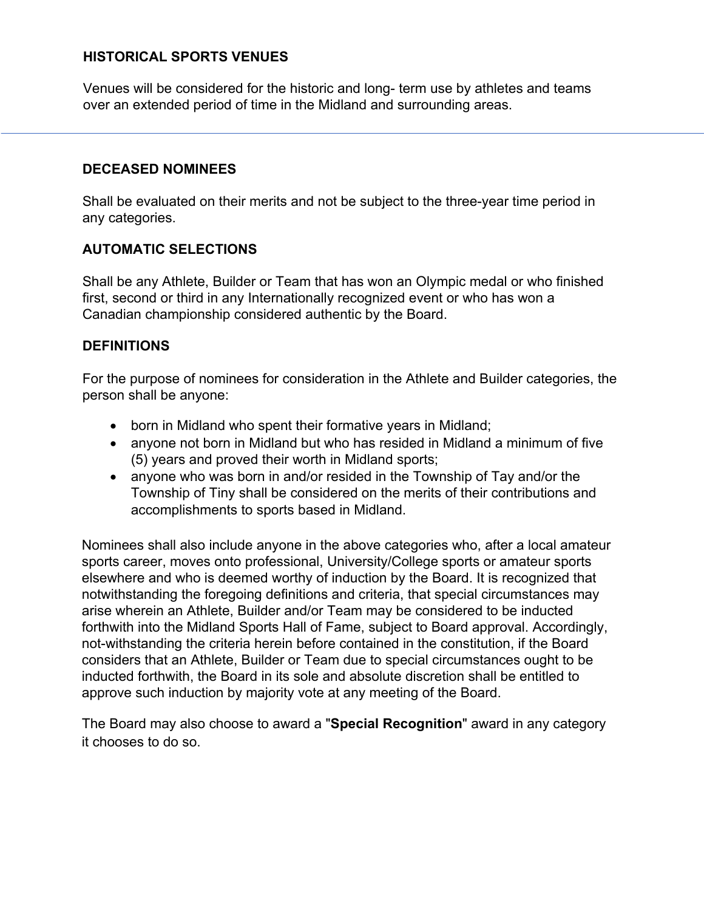## HISTORICAL SPORTS VENUES

Venues will be considered for the historic and long- term use by athletes and teams over an extended period of time in the Midland and surrounding areas.

---

## DECEASED NOMINEES

Shall be evaluated on their merits and not be subject to the three-year time period in any categories.

## AUTOMATIC SELECTIONS

Shall be any Athlete, Builder or Team that has won an Olympic medal or who finished first, second or third in any Internationally recognized event or who has won a Canadian championship considered authentic by the Board.

## DEFINITIONS

For the purpose of nominees for consideration in the Athlete and Builder categories, the person shall be anyone:

- born in Midland who spent their formative years in Midland;
- anyone not born in Midland but who has resided in Midland a minimum of five (5) years and proved their worth in Midland sports;
- anyone who was born in and/or resided in the Township of Tay and/or the Township of Tiny shall be considered on the merits of their contributions and accomplishments to sports based in Midland.

Nominees shall also include anyone in the above categories who, after a local amateur sports career, moves onto professional, University/College sports or amateur sports elsewhere and who is deemed worthy of induction by the Board. It is recognized that notwithstanding the foregoing definitions and criteria, that special circumstances may arise wherein an Athlete, Builder and/or Team may be considered to be inducted forthwith into the Midland Sports Hall of Fame, subject to Board approval. Accordingly, not-withstanding the criteria herein before contained in the constitution, if the Board considers that an Athlete, Builder or Team due to special circumstances ought to be inducted forthwith, the Board in its sole and absolute discretion shall be entitled to approve such induction by majority vote at any meeting of the Board.

The Board may also choose to award a "**Special Recognition**" award in any category it chooses to do so.